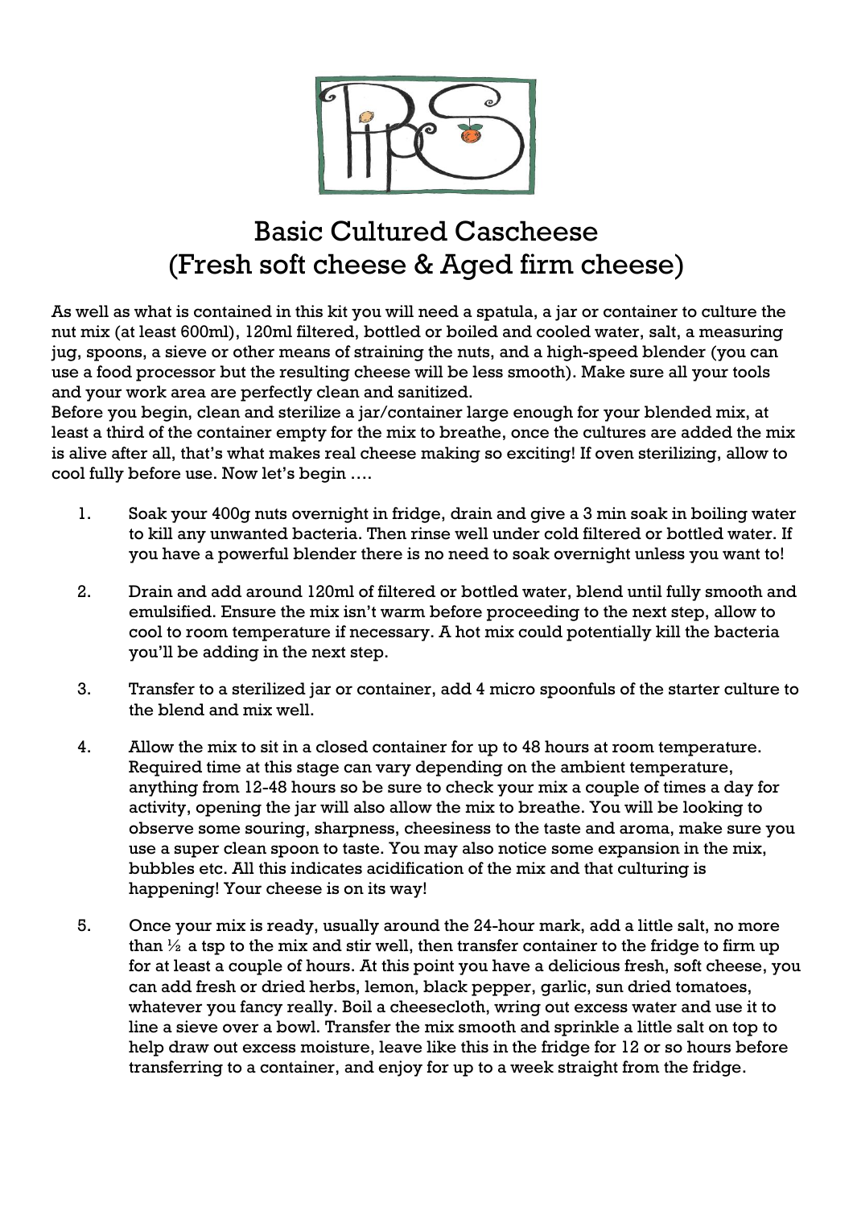# Basic Cultured Cascheese
# (Fresh soft cheese & Aged firm cheese)

As well as what is contained in this kit you will need a spatula, a jar or container to culture the nut mix (at least 600ml), 120ml filtered, bottled or boiled and cooled water, salt, a measuring jug, spoons, a sieve or other means of straining the nuts, and a high-speed blender (you can use a food processor but the resulting cheese will be less smooth). Make sure all your tools and your work area are perfectly clean and sanitized.

Before you begin, clean and sterilize a jar/container large enough for your blended mix, at least a third of the container empty for the mix to breathe, once the cultures are added the mix is alive after all, that's what makes real cheese making so exciting! If oven sterilizing, allow to cool fully before use. Now let's begin ….

1. Soak your 400g nuts overnight in fridge, drain and give a 3 min soak in boiling water to kill any unwanted bacteria. Then rinse well under cold filtered or bottled water. If you have a powerful blender there is no need to soak overnight unless you want to!

2. Drain and add around 120ml of filtered or bottled water, blend until fully smooth and emulsified. Ensure the mix isn't warm before proceeding to the next step, allow to cool to room temperature if necessary. A hot mix could potentially kill the bacteria you'll be adding in the next step.

3. Transfer to a sterilized jar or container, add 4 micro spoonfuls of the starter culture to the blend and mix well.

4. Allow the mix to sit in a closed container for up to 48 hours at room temperature. Required time at this stage can vary depending on the ambient temperature, anything from 12-48 hours so be sure to check your mix a couple of times a day for activity, opening the jar will also allow the mix to breathe. You will be looking to observe some souring, sharpness, cheesiness to the taste and aroma, make sure you use a super clean spoon to taste. You may also notice some expansion in the mix, bubbles etc. All this indicates acidification of the mix and that culturing is happening! Your cheese is on its way!

5. Once your mix is ready, usually around the 24-hour mark, add a little salt, no more than ½ a tsp to the mix and stir well, then transfer container to the fridge to firm up for at least a couple of hours. At this point you have a delicious fresh, soft cheese, you can add fresh or dried herbs, lemon, black pepper, garlic, sun dried tomatoes, whatever you fancy really. Boil a cheesecloth, wring out excess water and use it to line a sieve over a bowl. Transfer the mix smooth and sprinkle a little salt on top to help draw out excess moisture, leave like this in the fridge for 12 or so hours before transferring to a container, and enjoy for up to a week straight from the fridge.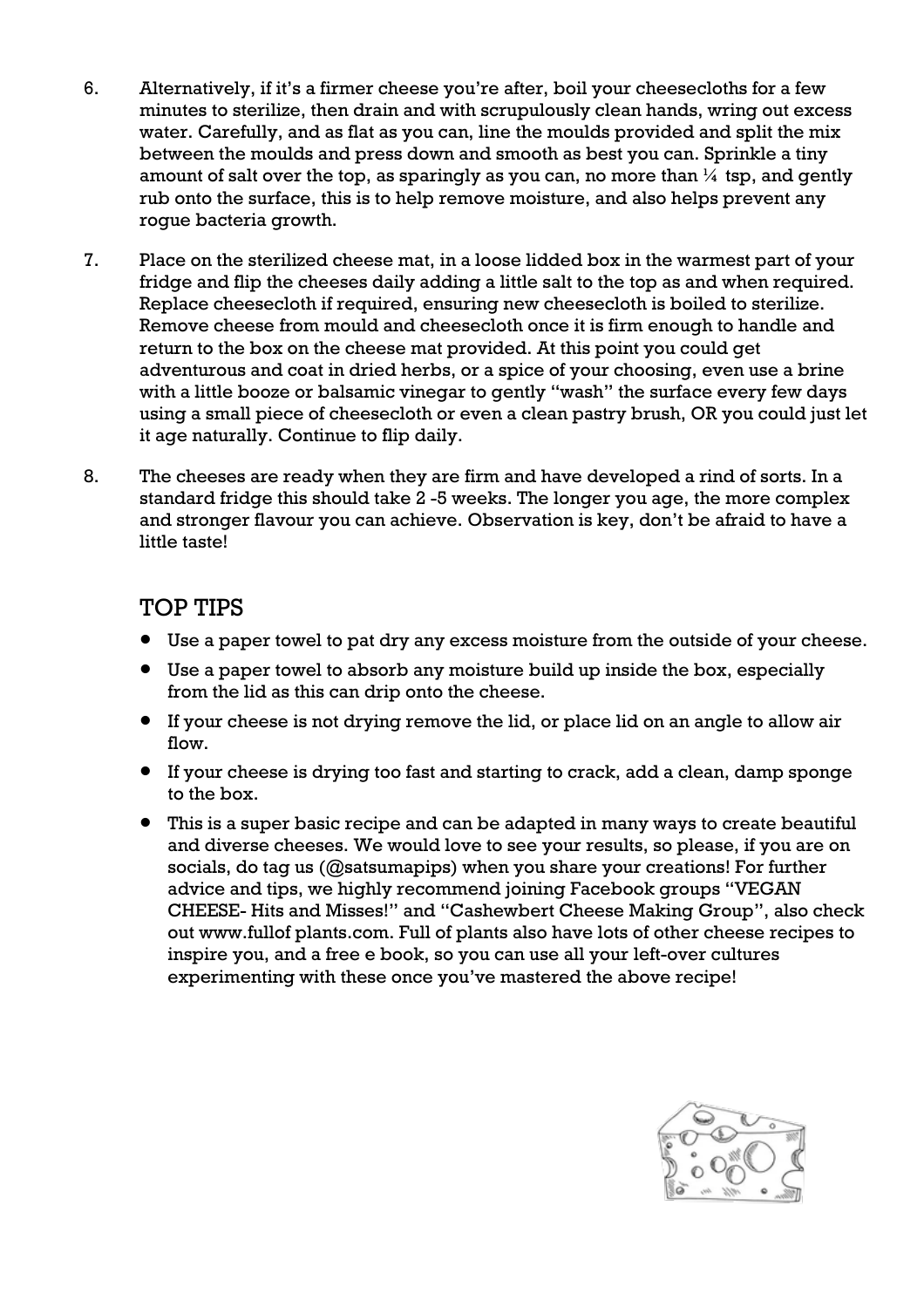6. Alternatively, if it's a firmer cheese you're after, boil your cheesecloths for a few minutes to sterilize, then drain and with scrupulously clean hands, wring out excess water. Carefully, and as flat as you can, line the moulds provided and split the mix between the moulds and press down and smooth as best you can. Sprinkle a tiny amount of salt over the top, as sparingly as you can, no more than ¼ tsp, and gently rub onto the surface, this is to help remove moisture, and also helps prevent any rogue bacteria growth.

7. Place on the sterilized cheese mat, in a loose lidded box in the warmest part of your fridge and flip the cheeses daily adding a little salt to the top as and when required. Replace cheesecloth if required, ensuring new cheesecloth is boiled to sterilize. Remove cheese from mould and cheesecloth once it is firm enough to handle and return to the box on the cheese mat provided. At this point you could get adventurous and coat in dried herbs, or a spice of your choosing, even use a brine with a little booze or balsamic vinegar to gently "wash" the surface every few days using a small piece of cheesecloth or even a clean pastry brush, OR you could just let it age naturally. Continue to flip daily.

8. The cheeses are ready when they are firm and have developed a rind of sorts. In a standard fridge this should take 2 -5 weeks. The longer you age, the more complex and stronger flavour you can achieve. Observation is key, don't be afraid to have a little taste!

## TOP TIPS

- Use a paper towel to pat dry any excess moisture from the outside of your cheese.
- Use a paper towel to absorb any moisture build up inside the box, especially from the lid as this can drip onto the cheese.
- If your cheese is not drying remove the lid, or place lid on an angle to allow air flow.
- If your cheese is drying too fast and starting to crack, add a clean, damp sponge to the box.
- This is a super basic recipe and can be adapted in many ways to create beautiful and diverse cheeses. We would love to see your results, so please, if you are on socials, do tag us (@satsumapips) when you share your creations! For further advice and tips, we highly recommend joining Facebook groups "VEGAN CHEESE- Hits and Misses!" and "Cashewbert Cheese Making Group", also check out www.fullof plants.com. Full of plants also have lots of other cheese recipes to inspire you, and a free e book, so you can use all your left-over cultures experimenting with these once you've mastered the above recipe!